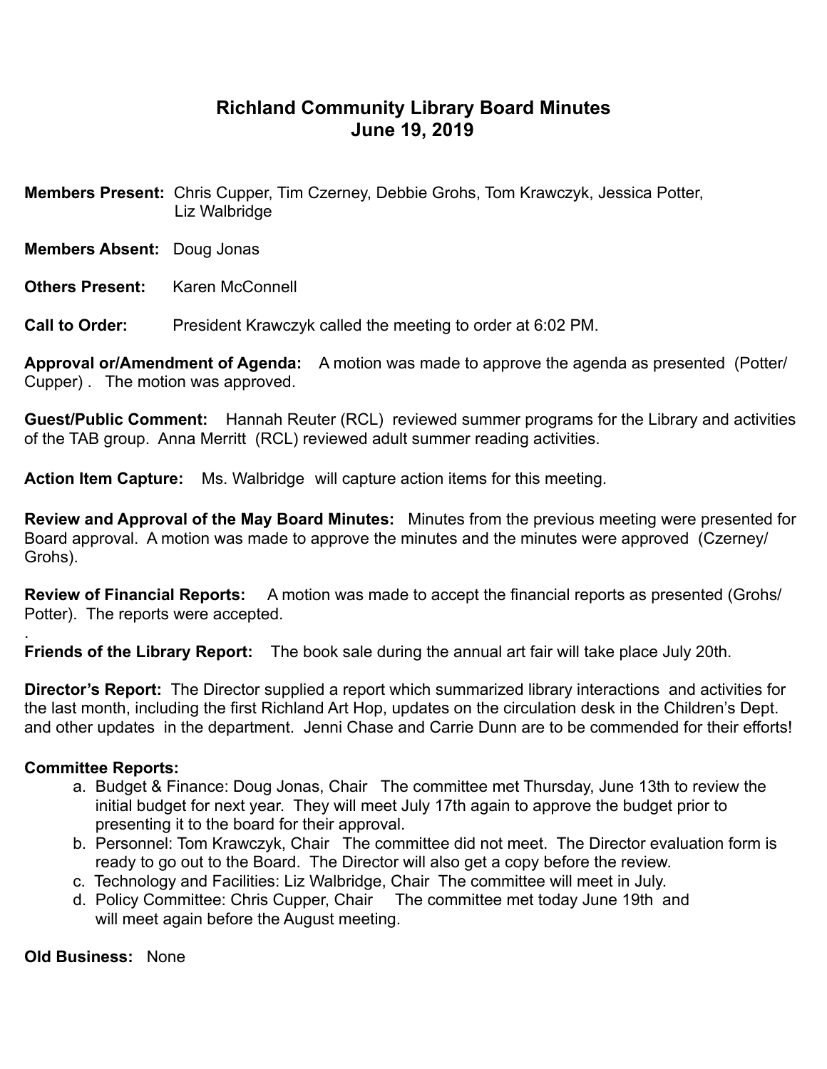# Richland Community Library Board Minutes
## June 19, 2019

**Members Present:** Chris Cupper, Tim Czerney, Debbie Grohs, Tom Krawczyk, Jessica Potter, Liz Walbridge

**Members Absent:** Doug Jonas

**Others Present:** Karen McConnell

**Call to Order:** President Krawczyk called the meeting to order at 6:02 PM.

**Approval or/Amendment of Agenda:** A motion was made to approve the agenda as presented (Potter/ Cupper) . The motion was approved.

**Guest/Public Comment:** Hannah Reuter (RCL) reviewed summer programs for the Library and activities of the TAB group. Anna Merritt (RCL) reviewed adult summer reading activities.

**Action Item Capture:** Ms. Walbridge will capture action items for this meeting.

**Review and Approval of the May Board Minutes:** Minutes from the previous meeting were presented for Board approval. A motion was made to approve the minutes and the minutes were approved (Czerney/ Grohs).

**Review of Financial Reports:** A motion was made to accept the financial reports as presented (Grohs/ Potter). The reports were accepted.

.

**Friends of the Library Report:** The book sale during the annual art fair will take place July 20th.

**Director's Report:** The Director supplied a report which summarized library interactions and activities for the last month, including the first Richland Art Hop, updates on the circulation desk in the Children's Dept. and other updates in the department. Jenni Chase and Carrie Dunn are to be commended for their efforts!

**Committee Reports:**

a. Budget & Finance: Doug Jonas, Chair The committee met Thursday, June 13th to review the initial budget for next year. They will meet July 17th again to approve the budget prior to presenting it to the board for their approval.
b. Personnel: Tom Krawczyk, Chair The committee did not meet. The Director evaluation form is ready to go out to the Board. The Director will also get a copy before the review.
c. Technology and Facilities: Liz Walbridge, Chair The committee will meet in July.
d. Policy Committee: Chris Cupper, Chair The committee met today June 19th and will meet again before the August meeting.

**Old Business:** None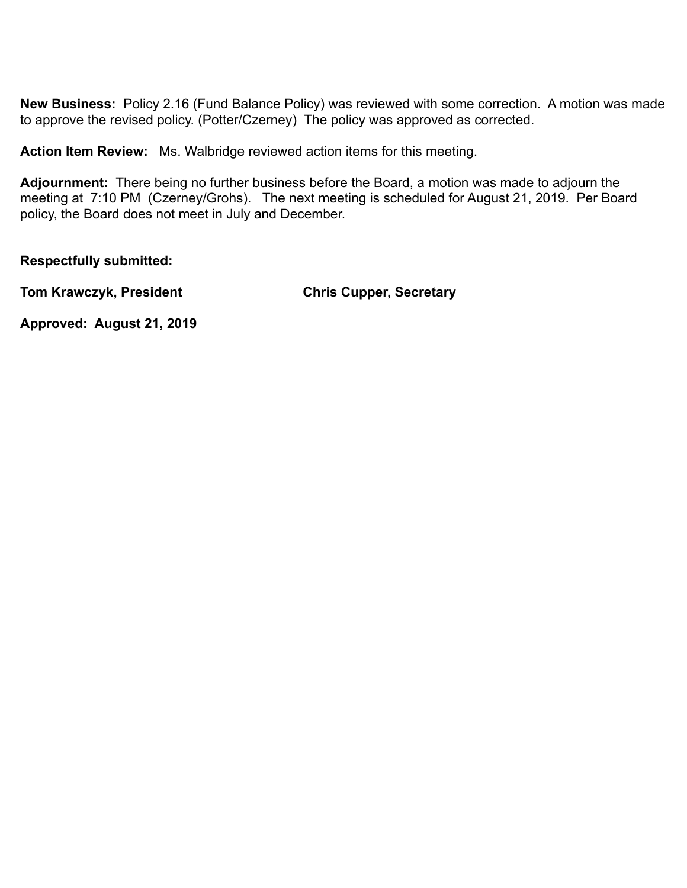**New Business:** Policy 2.16 (Fund Balance Policy) was reviewed with some correction. A motion was made to approve the revised policy. (Potter/Czerney) The policy was approved as corrected.

**Action Item Review:** Ms. Walbridge reviewed action items for this meeting.

**Adjournment:** There being no further business before the Board, a motion was made to adjourn the meeting at 7:10 PM (Czerney/Grohs). The next meeting is scheduled for August 21, 2019. Per Board policy, the Board does not meet in July and December.

**Respectfully submitted:**

**Tom Krawczyk, President** **Chris Cupper, Secretary**

**Approved: August 21, 2019**